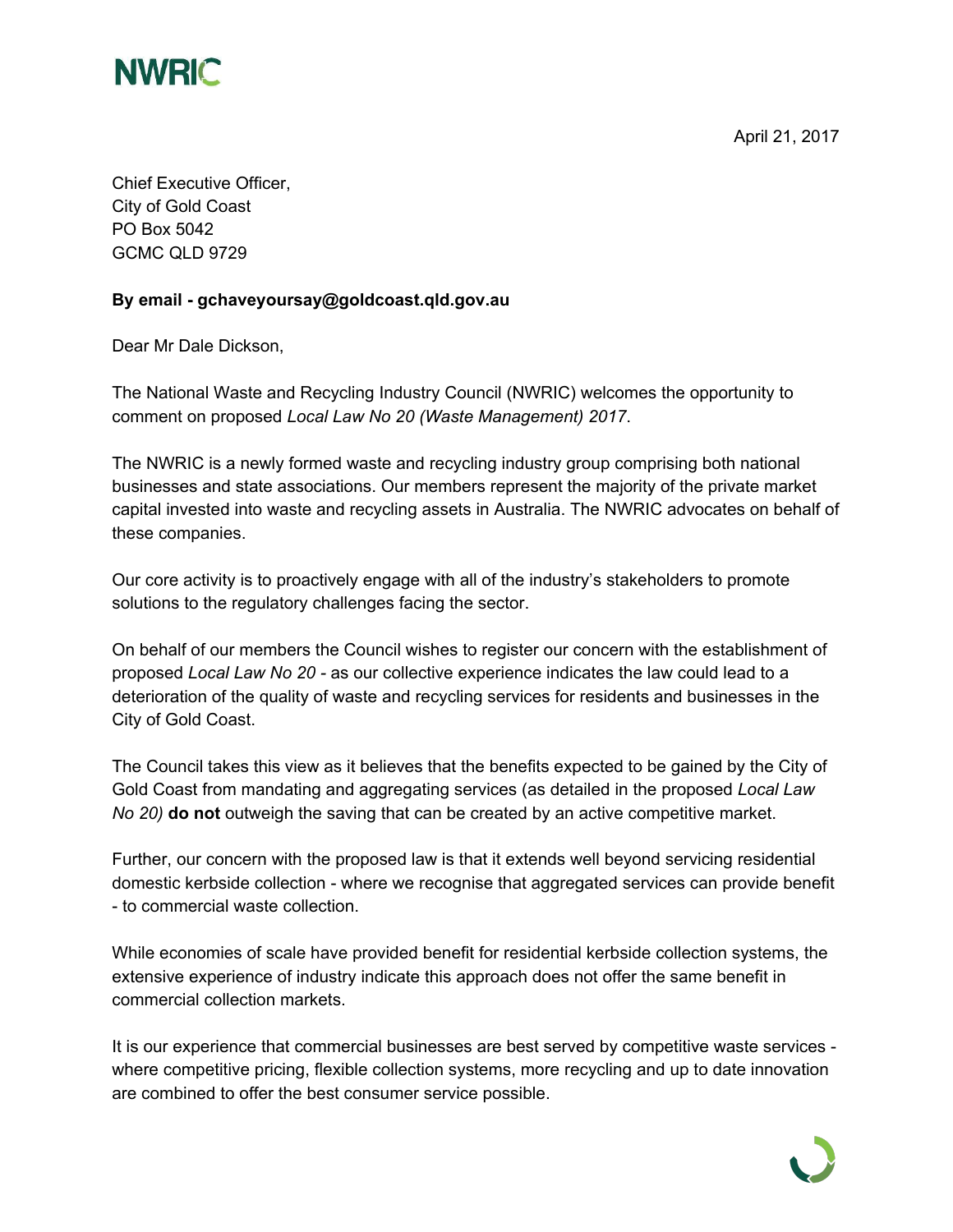NWRIC

April 21, 2017

Chief Executive Officer,
City of Gold Coast
PO Box 5042
GCMC QLD 9729

**By email - gchaveyoursay@goldcoast.qld.gov.au**

Dear Mr Dale Dickson,

The National Waste and Recycling Industry Council (NWRIC) welcomes the opportunity to comment on proposed *Local Law No 20 (Waste Management) 2017*.

The NWRIC is a newly formed waste and recycling industry group comprising both national businesses and state associations. Our members represent the majority of the private market capital invested into waste and recycling assets in Australia. The NWRIC advocates on behalf of these companies.

Our core activity is to proactively engage with all of the industry's stakeholders to promote solutions to the regulatory challenges facing the sector.

On behalf of our members the Council wishes to register our concern with the establishment of proposed *Local Law No 20* - as our collective experience indicates the law could lead to a deterioration of the quality of waste and recycling services for residents and businesses in the City of Gold Coast.

The Council takes this view as it believes that the benefits expected to be gained by the City of Gold Coast from mandating and aggregating services (as detailed in the proposed *Local Law No 20)* **do not** outweigh the saving that can be created by an active competitive market.

Further, our concern with the proposed law is that it extends well beyond servicing residential domestic kerbside collection - where we recognise that aggregated services can provide benefit - to commercial waste collection.

While economies of scale have provided benefit for residential kerbside collection systems, the extensive experience of industry indicate this approach does not offer the same benefit in commercial collection markets.

It is our experience that commercial businesses are best served by competitive waste services - where competitive pricing, flexible collection systems, more recycling and up to date innovation are combined to offer the best consumer service possible.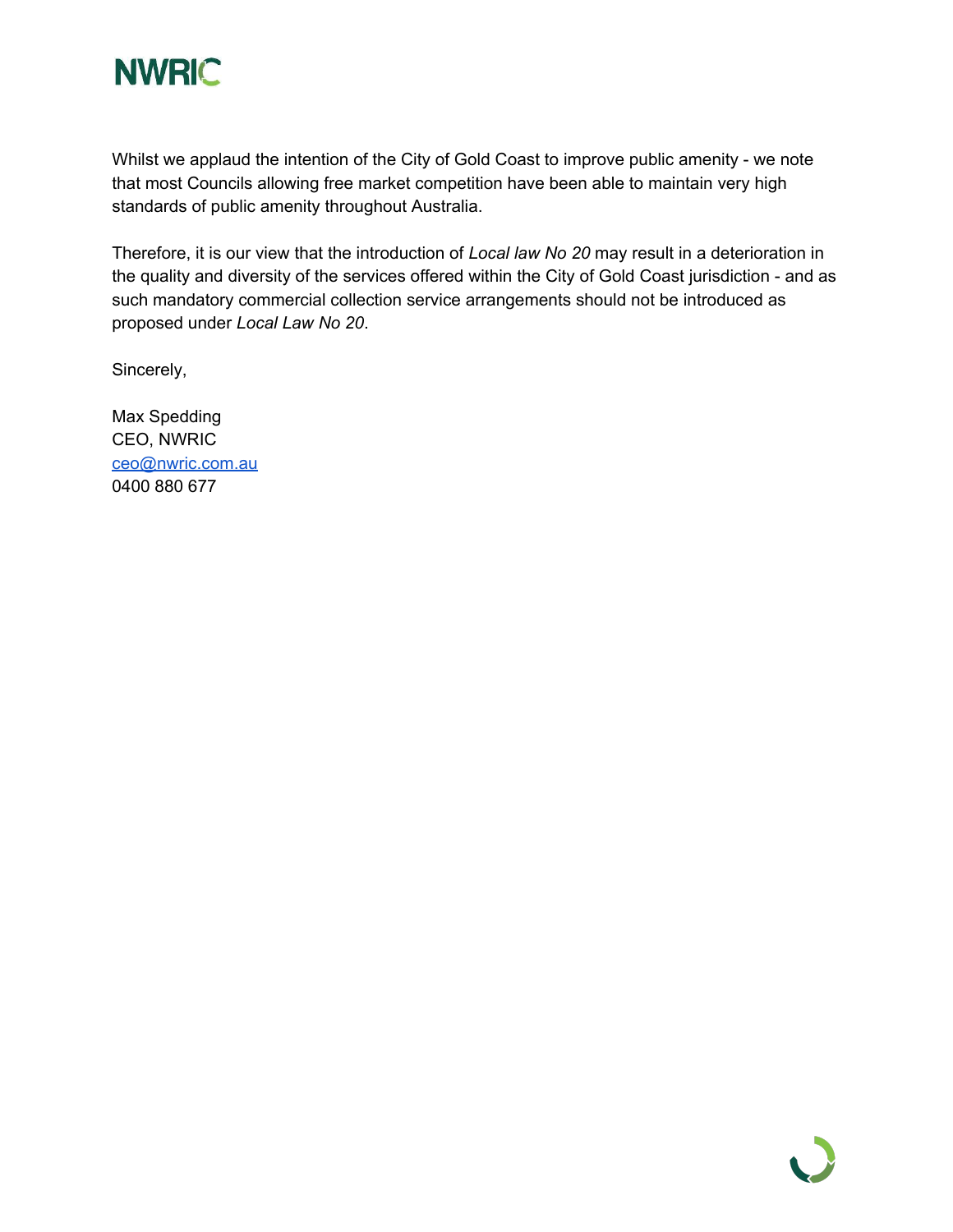Whilst we applaud the intention of the City of Gold Coast to improve public amenity - we note that most Councils allowing free market competition have been able to maintain very high standards of public amenity throughout Australia.

Therefore, it is our view that the introduction of *Local law No 20* may result in a deterioration in the quality and diversity of the services offered within the City of Gold Coast jurisdiction - and as such mandatory commercial collection service arrangements should not be introduced as proposed under *Local Law No 20*.

Sincerely,

Max Spedding  
CEO, NWRIC  
ceo@nwric.com.au  
0400 880 677